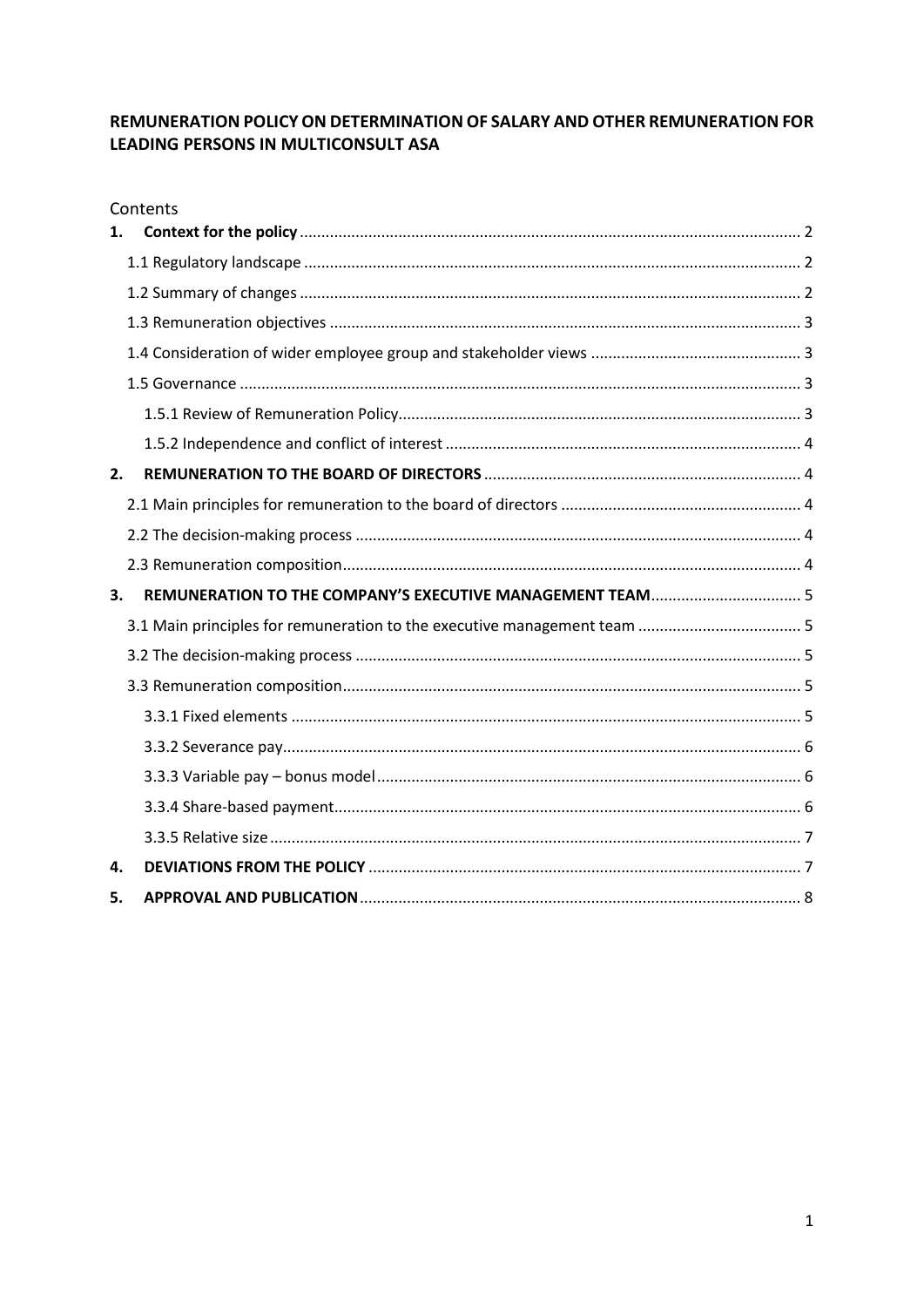# REMUNERATION POLICY ON DETERMINATION OF SALARY AND OTHER REMUNERATION FOR LEADING PERSONS IN MULTICONSULT ASA

Contents

1. **Context for the policy** ........ 2
   - 1.1 Regulatory landscape ........ 2
   - 1.2 Summary of changes ........ 2
   - 1.3 Remuneration objectives ........ 3
   - 1.4 Consideration of wider employee group and stakeholder views ........ 3
   - 1.5 Governance ........ 3
     - 1.5.1 Review of Remuneration Policy ........ 3
     - 1.5.2 Independence and conflict of interest ........ 4
2. **REMUNERATION TO THE BOARD OF DIRECTORS** ........ 4
   - 2.1 Main principles for remuneration to the board of directors ........ 4
   - 2.2 The decision-making process ........ 4
   - 2.3 Remuneration composition ........ 4
3. **REMUNERATION TO THE COMPANY'S EXECUTIVE MANAGEMENT TEAM** ........ 5
   - 3.1 Main principles for remuneration to the executive management team ........ 5
   - 3.2 The decision-making process ........ 5
   - 3.3 Remuneration composition ........ 5
     - 3.3.1 Fixed elements ........ 5
     - 3.3.2 Severance pay ........ 6
     - 3.3.3 Variable pay – bonus model ........ 6
     - 3.3.4 Share-based payment ........ 6
     - 3.3.5 Relative size ........ 7
4. **DEVIATIONS FROM THE POLICY** ........ 7
5. **APPROVAL AND PUBLICATION** ........ 8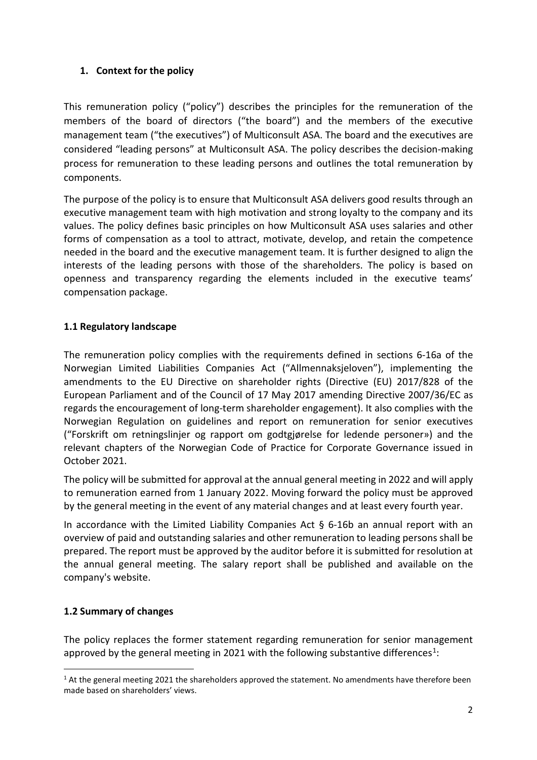## 1. Context for the policy

This remuneration policy ("policy") describes the principles for the remuneration of the members of the board of directors ("the board") and the members of the executive management team ("the executives") of Multiconsult ASA. The board and the executives are considered "leading persons" at Multiconsult ASA. The policy describes the decision-making process for remuneration to these leading persons and outlines the total remuneration by components.

The purpose of the policy is to ensure that Multiconsult ASA delivers good results through an executive management team with high motivation and strong loyalty to the company and its values. The policy defines basic principles on how Multiconsult ASA uses salaries and other forms of compensation as a tool to attract, motivate, develop, and retain the competence needed in the board and the executive management team. It is further designed to align the interests of the leading persons with those of the shareholders. The policy is based on openness and transparency regarding the elements included in the executive teams' compensation package.

### 1.1 Regulatory landscape

The remuneration policy complies with the requirements defined in sections 6-16a of the Norwegian Limited Liabilities Companies Act ("Allmennaksjeloven"), implementing the amendments to the EU Directive on shareholder rights (Directive (EU) 2017/828 of the European Parliament and of the Council of 17 May 2017 amending Directive 2007/36/EC as regards the encouragement of long-term shareholder engagement). It also complies with the Norwegian Regulation on guidelines and report on remuneration for senior executives ("Forskrift om retningslinjer og rapport om godtgjørelse for ledende personer») and the relevant chapters of the Norwegian Code of Practice for Corporate Governance issued in October 2021.

The policy will be submitted for approval at the annual general meeting in 2022 and will apply to remuneration earned from 1 January 2022. Moving forward the policy must be approved by the general meeting in the event of any material changes and at least every fourth year.

In accordance with the Limited Liability Companies Act § 6-16b an annual report with an overview of paid and outstanding salaries and other remuneration to leading persons shall be prepared. The report must be approved by the auditor before it is submitted for resolution at the annual general meeting. The salary report shall be published and available on the company's website.

### 1.2 Summary of changes

The policy replaces the former statement regarding remuneration for senior management approved by the general meeting in 2021 with the following substantive differences[1]:

[1] At the general meeting 2021 the shareholders approved the statement. No amendments have therefore been made based on shareholders' views.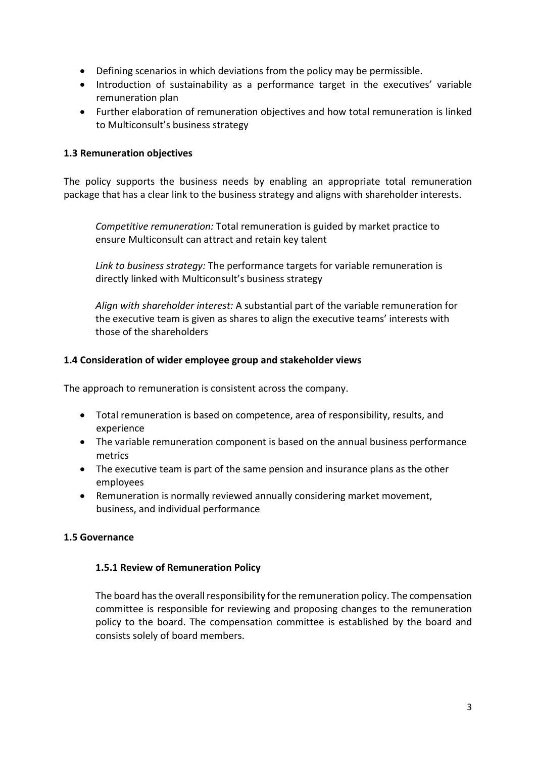- Defining scenarios in which deviations from the policy may be permissible.
- Introduction of sustainability as a performance target in the executives' variable remuneration plan
- Further elaboration of remuneration objectives and how total remuneration is linked to Multiconsult's business strategy

### 1.3 Remuneration objectives

The policy supports the business needs by enabling an appropriate total remuneration package that has a clear link to the business strategy and aligns with shareholder interests.

*Competitive remuneration:* Total remuneration is guided by market practice to ensure Multiconsult can attract and retain key talent

*Link to business strategy:* The performance targets for variable remuneration is directly linked with Multiconsult's business strategy

*Align with shareholder interest:* A substantial part of the variable remuneration for the executive team is given as shares to align the executive teams' interests with those of the shareholders

### 1.4 Consideration of wider employee group and stakeholder views

The approach to remuneration is consistent across the company.

- Total remuneration is based on competence, area of responsibility, results, and experience
- The variable remuneration component is based on the annual business performance metrics
- The executive team is part of the same pension and insurance plans as the other employees
- Remuneration is normally reviewed annually considering market movement, business, and individual performance

### 1.5 Governance

#### 1.5.1 Review of Remuneration Policy

The board has the overall responsibility for the remuneration policy. The compensation committee is responsible for reviewing and proposing changes to the remuneration policy to the board. The compensation committee is established by the board and consists solely of board members.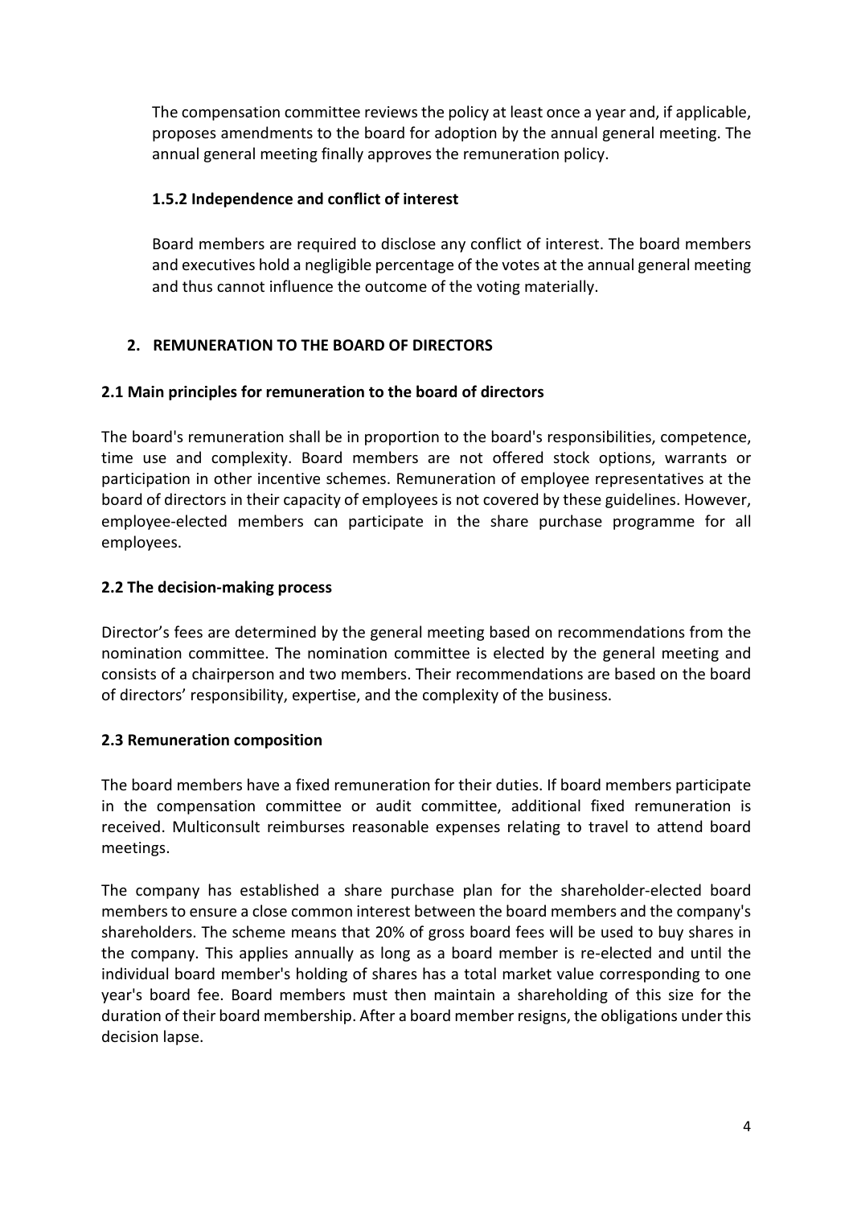The compensation committee reviews the policy at least once a year and, if applicable, proposes amendments to the board for adoption by the annual general meeting. The annual general meeting finally approves the remuneration policy.

### 1.5.2 Independence and conflict of interest

Board members are required to disclose any conflict of interest. The board members and executives hold a negligible percentage of the votes at the annual general meeting and thus cannot influence the outcome of the voting materially.

## 2. REMUNERATION TO THE BOARD OF DIRECTORS

### 2.1 Main principles for remuneration to the board of directors

The board's remuneration shall be in proportion to the board's responsibilities, competence, time use and complexity. Board members are not offered stock options, warrants or participation in other incentive schemes. Remuneration of employee representatives at the board of directors in their capacity of employees is not covered by these guidelines. However, employee-elected members can participate in the share purchase programme for all employees.

### 2.2 The decision-making process

Director's fees are determined by the general meeting based on recommendations from the nomination committee. The nomination committee is elected by the general meeting and consists of a chairperson and two members. Their recommendations are based on the board of directors' responsibility, expertise, and the complexity of the business.

### 2.3 Remuneration composition

The board members have a fixed remuneration for their duties. If board members participate in the compensation committee or audit committee, additional fixed remuneration is received. Multiconsult reimburses reasonable expenses relating to travel to attend board meetings.

The company has established a share purchase plan for the shareholder-elected board members to ensure a close common interest between the board members and the company's shareholders. The scheme means that 20% of gross board fees will be used to buy shares in the company. This applies annually as long as a board member is re-elected and until the individual board member's holding of shares has a total market value corresponding to one year's board fee. Board members must then maintain a shareholding of this size for the duration of their board membership. After a board member resigns, the obligations under this decision lapse.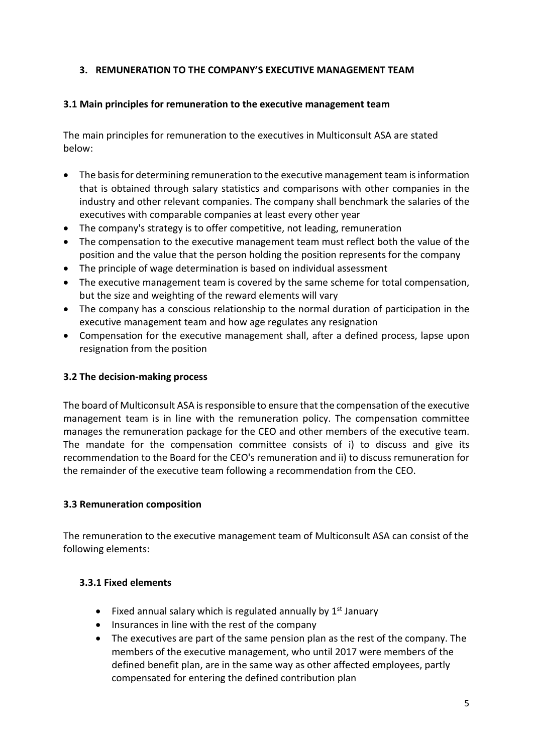## 3. REMUNERATION TO THE COMPANY'S EXECUTIVE MANAGEMENT TEAM

### 3.1 Main principles for remuneration to the executive management team

The main principles for remuneration to the executives in Multiconsult ASA are stated below:

- The basis for determining remuneration to the executive management team is information that is obtained through salary statistics and comparisons with other companies in the industry and other relevant companies. The company shall benchmark the salaries of the executives with comparable companies at least every other year
- The company's strategy is to offer competitive, not leading, remuneration
- The compensation to the executive management team must reflect both the value of the position and the value that the person holding the position represents for the company
- The principle of wage determination is based on individual assessment
- The executive management team is covered by the same scheme for total compensation, but the size and weighting of the reward elements will vary
- The company has a conscious relationship to the normal duration of participation in the executive management team and how age regulates any resignation
- Compensation for the executive management shall, after a defined process, lapse upon resignation from the position

### 3.2 The decision-making process

The board of Multiconsult ASA is responsible to ensure that the compensation of the executive management team is in line with the remuneration policy. The compensation committee manages the remuneration package for the CEO and other members of the executive team. The mandate for the compensation committee consists of i) to discuss and give its recommendation to the Board for the CEO's remuneration and ii) to discuss remuneration for the remainder of the executive team following a recommendation from the CEO.

### 3.3 Remuneration composition

The remuneration to the executive management team of Multiconsult ASA can consist of the following elements:

#### 3.3.1 Fixed elements

- Fixed annual salary which is regulated annually by 1st January
- Insurances in line with the rest of the company
- The executives are part of the same pension plan as the rest of the company. The members of the executive management, who until 2017 were members of the defined benefit plan, are in the same way as other affected employees, partly compensated for entering the defined contribution plan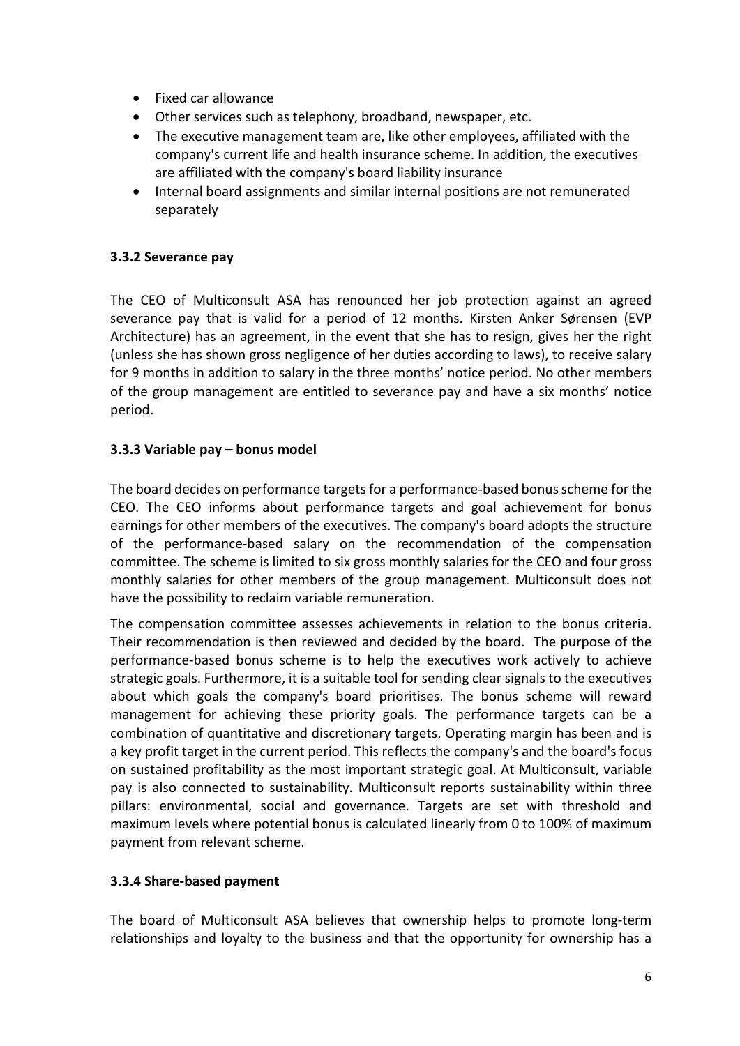- Fixed car allowance
- Other services such as telephony, broadband, newspaper, etc.
- The executive management team are, like other employees, affiliated with the company's current life and health insurance scheme. In addition, the executives are affiliated with the company's board liability insurance
- Internal board assignments and similar internal positions are not remunerated separately

### 3.3.2 Severance pay

The CEO of Multiconsult ASA has renounced her job protection against an agreed severance pay that is valid for a period of 12 months. Kirsten Anker Sørensen (EVP Architecture) has an agreement, in the event that she has to resign, gives her the right (unless she has shown gross negligence of her duties according to laws), to receive salary for 9 months in addition to salary in the three months' notice period. No other members of the group management are entitled to severance pay and have a six months' notice period.

### 3.3.3 Variable pay – bonus model

The board decides on performance targets for a performance-based bonus scheme for the CEO. The CEO informs about performance targets and goal achievement for bonus earnings for other members of the executives. The company's board adopts the structure of the performance-based salary on the recommendation of the compensation committee. The scheme is limited to six gross monthly salaries for the CEO and four gross monthly salaries for other members of the group management. Multiconsult does not have the possibility to reclaim variable remuneration.

The compensation committee assesses achievements in relation to the bonus criteria. Their recommendation is then reviewed and decided by the board. The purpose of the performance-based bonus scheme is to help the executives work actively to achieve strategic goals. Furthermore, it is a suitable tool for sending clear signals to the executives about which goals the company's board prioritises. The bonus scheme will reward management for achieving these priority goals. The performance targets can be a combination of quantitative and discretionary targets. Operating margin has been and is a key profit target in the current period. This reflects the company's and the board's focus on sustained profitability as the most important strategic goal. At Multiconsult, variable pay is also connected to sustainability. Multiconsult reports sustainability within three pillars: environmental, social and governance. Targets are set with threshold and maximum levels where potential bonus is calculated linearly from 0 to 100% of maximum payment from relevant scheme.

### 3.3.4 Share-based payment

The board of Multiconsult ASA believes that ownership helps to promote long-term relationships and loyalty to the business and that the opportunity for ownership has a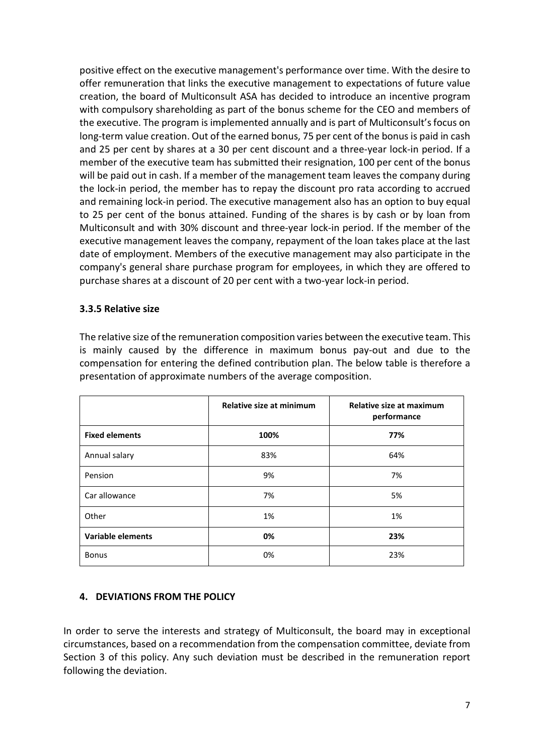positive effect on the executive management's performance over time. With the desire to offer remuneration that links the executive management to expectations of future value creation, the board of Multiconsult ASA has decided to introduce an incentive program with compulsory shareholding as part of the bonus scheme for the CEO and members of the executive. The program is implemented annually and is part of Multiconsult's focus on long-term value creation. Out of the earned bonus, 75 per cent of the bonus is paid in cash and 25 per cent by shares at a 30 per cent discount and a three-year lock-in period. If a member of the executive team has submitted their resignation, 100 per cent of the bonus will be paid out in cash. If a member of the management team leaves the company during the lock-in period, the member has to repay the discount pro rata according to accrued and remaining lock-in period. The executive management also has an option to buy equal to 25 per cent of the bonus attained. Funding of the shares is by cash or by loan from Multiconsult and with 30% discount and three-year lock-in period. If the member of the executive management leaves the company, repayment of the loan takes place at the last date of employment. Members of the executive management may also participate in the company's general share purchase program for employees, in which they are offered to purchase shares at a discount of 20 per cent with a two-year lock-in period.

### 3.3.5 Relative size

The relative size of the remuneration composition varies between the executive team. This is mainly caused by the difference in maximum bonus pay-out and due to the compensation for entering the defined contribution plan. The below table is therefore a presentation of approximate numbers of the average composition.

| | **Relative size at minimum** | **Relative size at maximum performance** |
|---|---|---|
| **Fixed elements** | **100%** | **77%** |
| Annual salary | 83% | 64% |
| Pension | 9% | 7% |
| Car allowance | 7% | 5% |
| Other | 1% | 1% |
| **Variable elements** | **0%** | **23%** |
| Bonus | 0% | 23% |

## 4. DEVIATIONS FROM THE POLICY

In order to serve the interests and strategy of Multiconsult, the board may in exceptional circumstances, based on a recommendation from the compensation committee, deviate from Section 3 of this policy. Any such deviation must be described in the remuneration report following the deviation.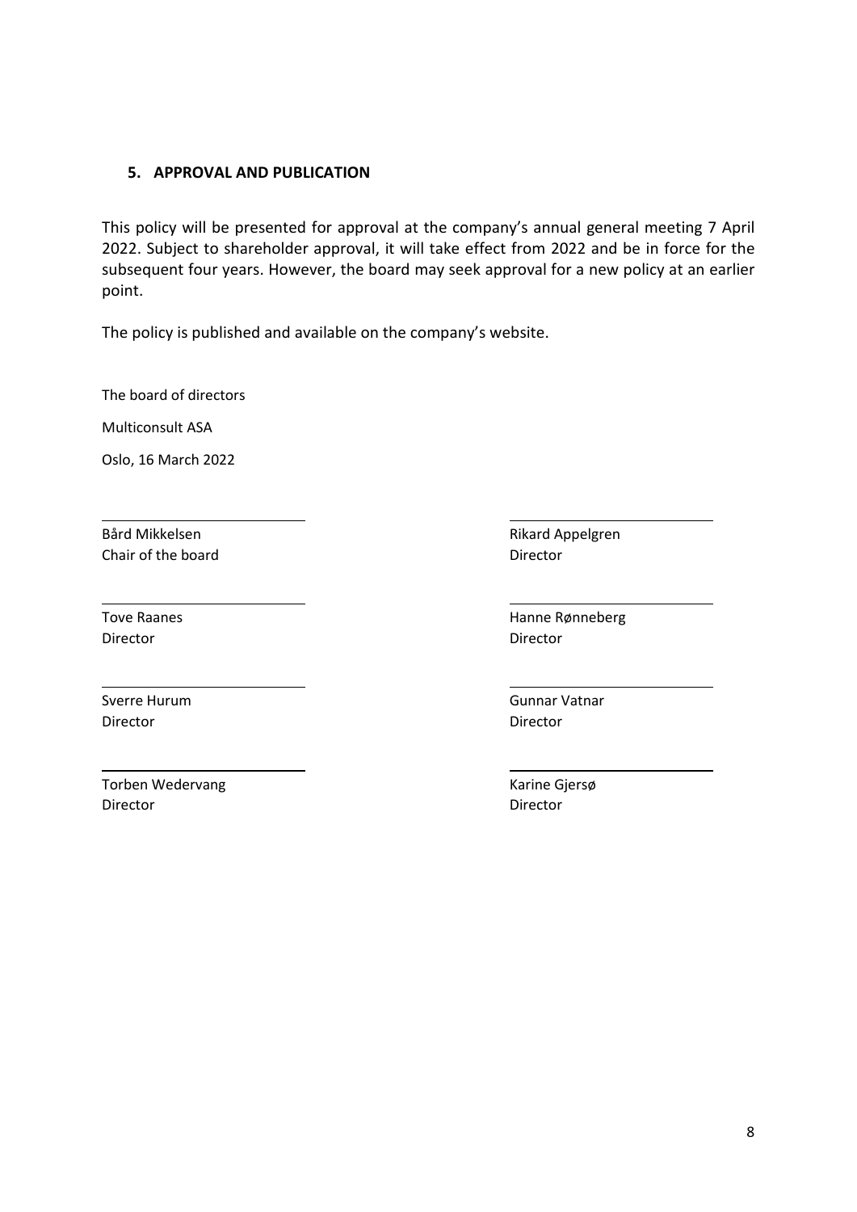## 5. APPROVAL AND PUBLICATION

This policy will be presented for approval at the company's annual general meeting 7 April 2022. Subject to shareholder approval, it will take effect from 2022 and be in force for the subsequent four years. However, the board may seek approval for a new policy at an earlier point.

The policy is published and available on the company's website.

The board of directors

Multiconsult ASA

Oslo, 16 March 2022

Bård Mikkelsen
Chair of the board

Rikard Appelgren
Director

Tove Raanes
Director

Hanne Rønneberg
Director

Sverre Hurum
Director

Gunnar Vatnar
Director

Torben Wedervang
Director

Karine Gjersø
Director